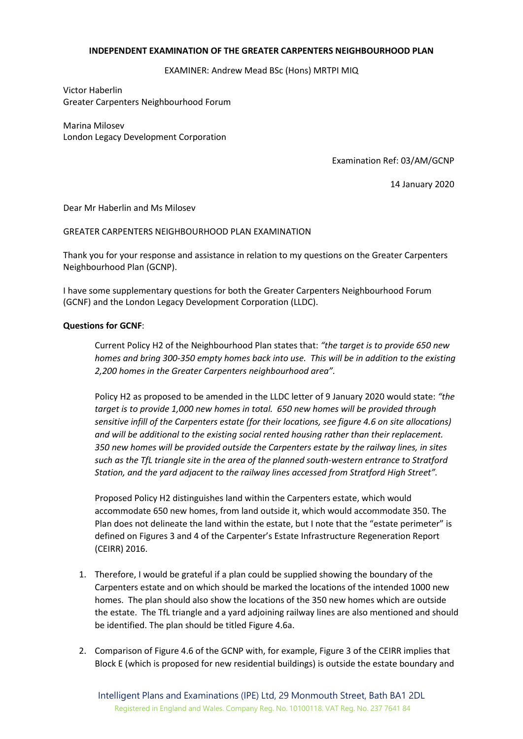**INDEPENDENT EXAMINATION OF THE GREATER CARPENTERS NEIGHBOURHOOD PLAN**

EXAMINER: Andrew Mead BSc (Hons) MRTPI MIQ

Victor Haberlin
Greater Carpenters Neighbourhood Forum

Marina Milosev
London Legacy Development Corporation

Examination Ref: 03/AM/GCNP

14 January 2020

Dear Mr Haberlin and Ms Milosev

GREATER CARPENTERS NEIGHBOURHOOD PLAN EXAMINATION

Thank you for your response and assistance in relation to my questions on the Greater Carpenters Neighbourhood Plan (GCNP).

I have some supplementary questions for both the Greater Carpenters Neighbourhood Forum (GCNF) and the London Legacy Development Corporation (LLDC).

**Questions for GCNF**:

> Current Policy H2 of the Neighbourhood Plan states that: *"the target is to provide 650 new homes and bring 300-350 empty homes back into use. This will be in addition to the existing 2,200 homes in the Greater Carpenters neighbourhood area"*.
>
> Policy H2 as proposed to be amended in the LLDC letter of 9 January 2020 would state: *"the target is to provide 1,000 new homes in total. 650 new homes will be provided through sensitive infill of the Carpenters estate (for their locations, see figure 4.6 on site allocations) and will be additional to the existing social rented housing rather than their replacement. 350 new homes will be provided outside the Carpenters estate by the railway lines, in sites such as the TfL triangle site in the area of the planned south-western entrance to Stratford Station, and the yard adjacent to the railway lines accessed from Stratford High Street"*.
>
> Proposed Policy H2 distinguishes land within the Carpenters estate, which would accommodate 650 new homes, from land outside it, which would accommodate 350. The Plan does not delineate the land within the estate, but I note that the "estate perimeter" is defined on Figures 3 and 4 of the Carpenter's Estate Infrastructure Regeneration Report (CEIRR) 2016.

1. Therefore, I would be grateful if a plan could be supplied showing the boundary of the Carpenters estate and on which should be marked the locations of the intended 1000 new homes. The plan should also show the locations of the 350 new homes which are outside the estate. The TfL triangle and a yard adjoining railway lines are also mentioned and should be identified. The plan should be titled Figure 4.6a.

2. Comparison of Figure 4.6 of the GCNP with, for example, Figure 3 of the CEIRR implies that Block E (which is proposed for new residential buildings) is outside the estate boundary and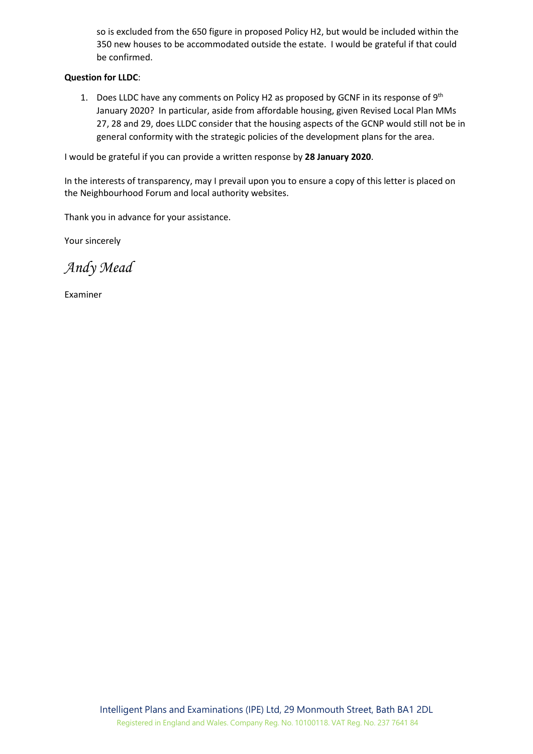so is excluded from the 650 figure in proposed Policy H2, but would be included within the 350 new houses to be accommodated outside the estate. I would be grateful if that could be confirmed.

**Question for LLDC**:

1. Does LLDC have any comments on Policy H2 as proposed by GCNF in its response of 9th January 2020? In particular, aside from affordable housing, given Revised Local Plan MMs 27, 28 and 29, does LLDC consider that the housing aspects of the GCNP would still not be in general conformity with the strategic policies of the development plans for the area.

I would be grateful if you can provide a written response by **28 January 2020**.

In the interests of transparency, may I prevail upon you to ensure a copy of this letter is placed on the Neighbourhood Forum and local authority websites.

Thank you in advance for your assistance.

Your sincerely

*Andy Mead*

Examiner